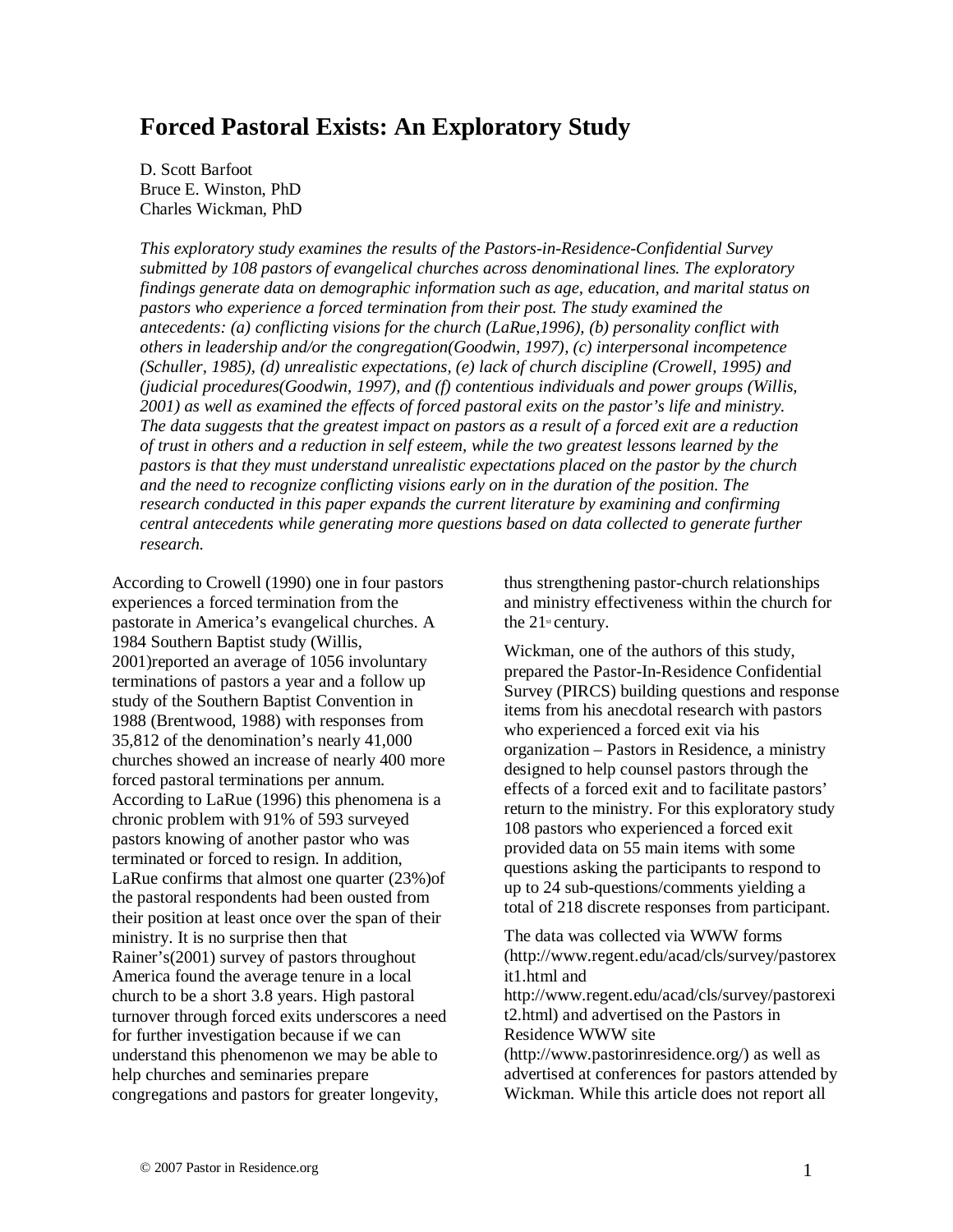# Forced Pastoral Exists: An Exploratory Study

D. Scott Barfoot
Bruce E. Winston, PhD
Charles Wickman, PhD

*This exploratory study examines the results of the Pastors-in-Residence-Confidential Survey submitted by 108 pastors of evangelical churches across denominational lines. The exploratory findings generate data on demographic information such as age, education, and marital status on pastors who experience a forced termination from their post. The study examined the antecedents: (a) conflicting visions for the church (LaRue,1996), (b) personality conflict with others in leadership and/or the congregation(Goodwin, 1997), (c) interpersonal incompetence (Schuller, 1985), (d) unrealistic expectations, (e) lack of church discipline (Crowell, 1995) and (judicial procedures(Goodwin, 1997), and (f) contentious individuals and power groups (Willis, 2001) as well as examined the effects of forced pastoral exits on the pastor's life and ministry. The data suggests that the greatest impact on pastors as a result of a forced exit are a reduction of trust in others and a reduction in self esteem, while the two greatest lessons learned by the pastors is that they must understand unrealistic expectations placed on the pastor by the church and the need to recognize conflicting visions early on in the duration of the position. The research conducted in this paper expands the current literature by examining and confirming central antecedents while generating more questions based on data collected to generate further research.*

According to Crowell (1990) one in four pastors experiences a forced termination from the pastorate in America's evangelical churches. A 1984 Southern Baptist study (Willis, 2001)reported an average of 1056 involuntary terminations of pastors a year and a follow up study of the Southern Baptist Convention in 1988 (Brentwood, 1988) with responses from 35,812 of the denomination's nearly 41,000 churches showed an increase of nearly 400 more forced pastoral terminations per annum. According to LaRue (1996) this phenomena is a chronic problem with 91% of 593 surveyed pastors knowing of another pastor who was terminated or forced to resign. In addition, LaRue confirms that almost one quarter (23%)of the pastoral respondents had been ousted from their position at least once over the span of their ministry. It is no surprise then that Rainer's(2001) survey of pastors throughout America found the average tenure in a local church to be a short 3.8 years. High pastoral turnover through forced exits underscores a need for further investigation because if we can understand this phenomenon we may be able to help churches and seminaries prepare congregations and pastors for greater longevity, thus strengthening pastor-church relationships and ministry effectiveness within the church for the 21st century.

Wickman, one of the authors of this study, prepared the Pastor-In-Residence Confidential Survey (PIRCS) building questions and response items from his anecdotal research with pastors who experienced a forced exit via his organization – Pastors in Residence, a ministry designed to help counsel pastors through the effects of a forced exit and to facilitate pastors' return to the ministry. For this exploratory study 108 pastors who experienced a forced exit provided data on 55 main items with some questions asking the participants to respond to up to 24 sub-questions/comments yielding a total of 218 discrete responses from participant.

The data was collected via WWW forms (http://www.regent.edu/acad/cls/survey/pastorexit1.html and http://www.regent.edu/acad/cls/survey/pastorexit2.html) and advertised on the Pastors in Residence WWW site (http://www.pastorinresidence.org/) as well as advertised at conferences for pastors attended by Wickman. While this article does not report all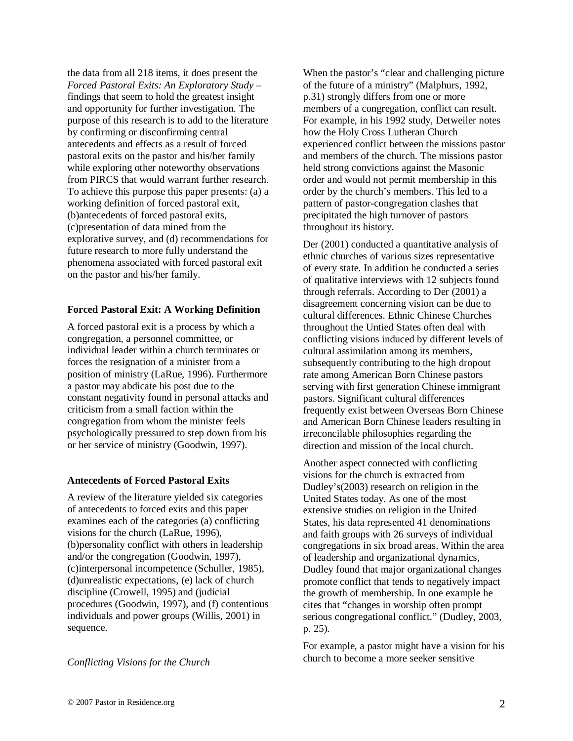the data from all 218 items, it does present the *Forced Pastoral Exits: An Exploratory Study* – findings that seem to hold the greatest insight and opportunity for further investigation. The purpose of this research is to add to the literature by confirming or disconfirming central antecedents and effects as a result of forced pastoral exits on the pastor and his/her family while exploring other noteworthy observations from PIRCS that would warrant further research. To achieve this purpose this paper presents: (a) a working definition of forced pastoral exit, (b)antecedents of forced pastoral exits, (c)presentation of data mined from the explorative survey, and (d) recommendations for future research to more fully understand the phenomena associated with forced pastoral exit on the pastor and his/her family.

**Forced Pastoral Exit: A Working Definition**

A forced pastoral exit is a process by which a congregation, a personnel committee, or individual leader within a church terminates or forces the resignation of a minister from a position of ministry (LaRue, 1996). Furthermore a pastor may abdicate his post due to the constant negativity found in personal attacks and criticism from a small faction within the congregation from whom the minister feels psychologically pressured to step down from his or her service of ministry (Goodwin, 1997).

**Antecedents of Forced Pastoral Exits**

A review of the literature yielded six categories of antecedents to forced exits and this paper examines each of the categories (a) conflicting visions for the church (LaRue, 1996), (b)personality conflict with others in leadership and/or the congregation (Goodwin, 1997), (c)interpersonal incompetence (Schuller, 1985), (d)unrealistic expectations, (e) lack of church discipline (Crowell, 1995) and (judicial procedures (Goodwin, 1997), and (f) contentious individuals and power groups (Willis, 2001) in sequence.

*Conflicting Visions for the Church*

When the pastor's "clear and challenging picture of the future of a ministry" (Malphurs, 1992, p.31) strongly differs from one or more members of a congregation, conflict can result. For example, in his 1992 study, Detweiler notes how the Holy Cross Lutheran Church experienced conflict between the missions pastor and members of the church. The missions pastor held strong convictions against the Masonic order and would not permit membership in this order by the church's members. This led to a pattern of pastor-congregation clashes that precipitated the high turnover of pastors throughout its history.

Der (2001) conducted a quantitative analysis of ethnic churches of various sizes representative of every state. In addition he conducted a series of qualitative interviews with 12 subjects found through referrals. According to Der (2001) a disagreement concerning vision can be due to cultural differences. Ethnic Chinese Churches throughout the Untied States often deal with conflicting visions induced by different levels of cultural assimilation among its members, subsequently contributing to the high dropout rate among American Born Chinese pastors serving with first generation Chinese immigrant pastors. Significant cultural differences frequently exist between Overseas Born Chinese and American Born Chinese leaders resulting in irreconcilable philosophies regarding the direction and mission of the local church.

Another aspect connected with conflicting visions for the church is extracted from Dudley's(2003) research on religion in the United States today. As one of the most extensive studies on religion in the United States, his data represented 41 denominations and faith groups with 26 surveys of individual congregations in six broad areas. Within the area of leadership and organizational dynamics, Dudley found that major organizational changes promote conflict that tends to negatively impact the growth of membership. In one example he cites that "changes in worship often prompt serious congregational conflict." (Dudley, 2003, p. 25).

For example, a pastor might have a vision for his church to become a more seeker sensitive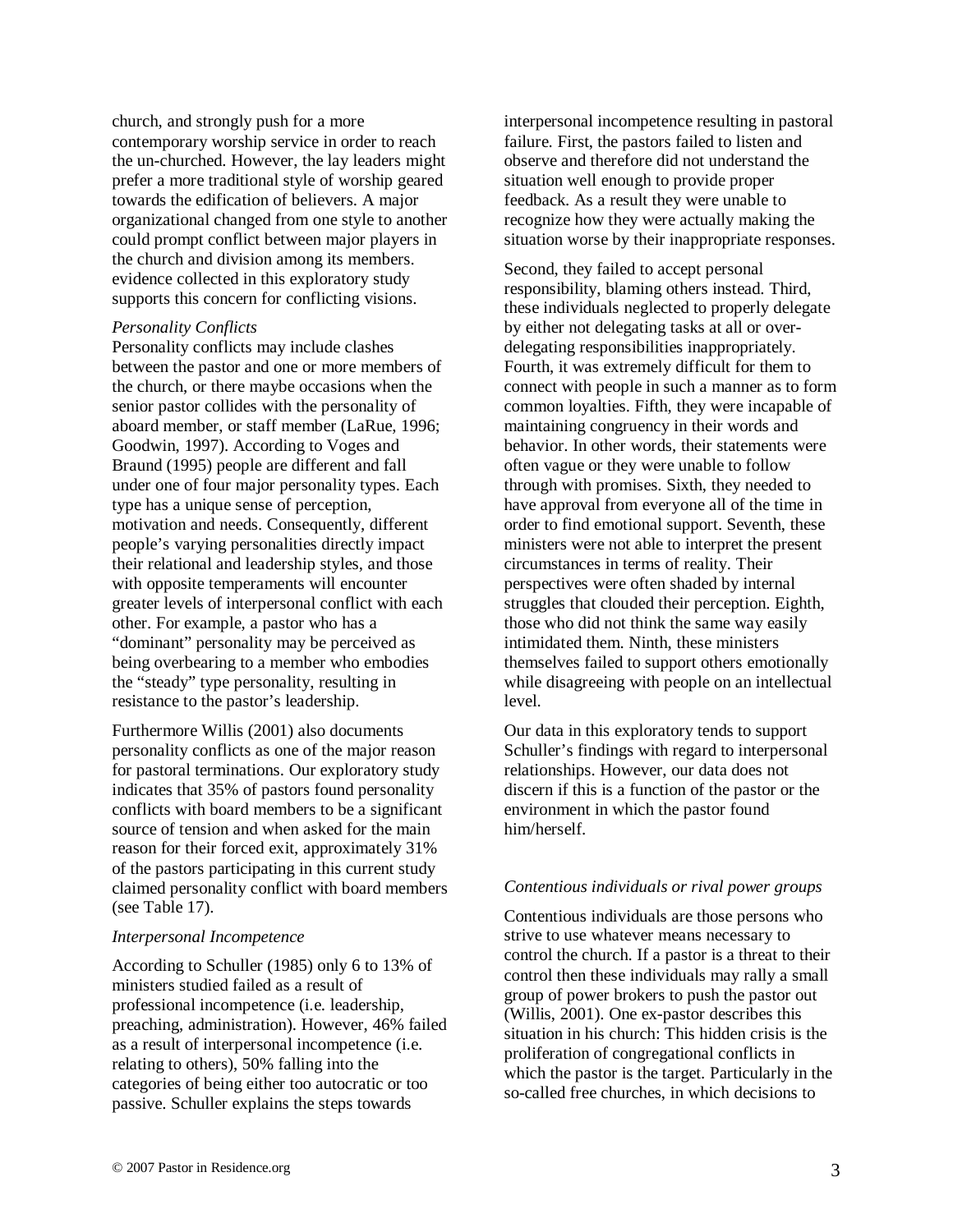church, and strongly push for a more contemporary worship service in order to reach the un-churched. However, the lay leaders might prefer a more traditional style of worship geared towards the edification of believers. A major organizational changed from one style to another could prompt conflict between major players in the church and division among its members. evidence collected in this exploratory study supports this concern for conflicting visions.

*Personality Conflicts*

Personality conflicts may include clashes between the pastor and one or more members of the church, or there maybe occasions when the senior pastor collides with the personality of aboard member, or staff member (LaRue, 1996; Goodwin, 1997). According to Voges and Braund (1995) people are different and fall under one of four major personality types. Each type has a unique sense of perception, motivation and needs. Consequently, different people's varying personalities directly impact their relational and leadership styles, and those with opposite temperaments will encounter greater levels of interpersonal conflict with each other. For example, a pastor who has a "dominant" personality may be perceived as being overbearing to a member who embodies the "steady" type personality, resulting in resistance to the pastor's leadership.

Furthermore Willis (2001) also documents personality conflicts as one of the major reason for pastoral terminations. Our exploratory study indicates that 35% of pastors found personality conflicts with board members to be a significant source of tension and when asked for the main reason for their forced exit, approximately 31% of the pastors participating in this current study claimed personality conflict with board members (see Table 17).

*Interpersonal Incompetence*

According to Schuller (1985) only 6 to 13% of ministers studied failed as a result of professional incompetence (i.e. leadership, preaching, administration). However, 46% failed as a result of interpersonal incompetence (i.e. relating to others), 50% falling into the categories of being either too autocratic or too passive. Schuller explains the steps towards interpersonal incompetence resulting in pastoral failure. First, the pastors failed to listen and observe and therefore did not understand the situation well enough to provide proper feedback. As a result they were unable to recognize how they were actually making the situation worse by their inappropriate responses.

Second, they failed to accept personal responsibility, blaming others instead. Third, these individuals neglected to properly delegate by either not delegating tasks at all or over-delegating responsibilities inappropriately. Fourth, it was extremely difficult for them to connect with people in such a manner as to form common loyalties. Fifth, they were incapable of maintaining congruency in their words and behavior. In other words, their statements were often vague or they were unable to follow through with promises. Sixth, they needed to have approval from everyone all of the time in order to find emotional support. Seventh, these ministers were not able to interpret the present circumstances in terms of reality. Their perspectives were often shaded by internal struggles that clouded their perception. Eighth, those who did not think the same way easily intimidated them. Ninth, these ministers themselves failed to support others emotionally while disagreeing with people on an intellectual level.

Our data in this exploratory tends to support Schuller's findings with regard to interpersonal relationships. However, our data does not discern if this is a function of the pastor or the environment in which the pastor found him/herself.

*Contentious individuals or rival power groups*

Contentious individuals are those persons who strive to use whatever means necessary to control the church. If a pastor is a threat to their control then these individuals may rally a small group of power brokers to push the pastor out (Willis, 2001). One ex-pastor describes this situation in his church: This hidden crisis is the proliferation of congregational conflicts in which the pastor is the target. Particularly in the so-called free churches, in which decisions to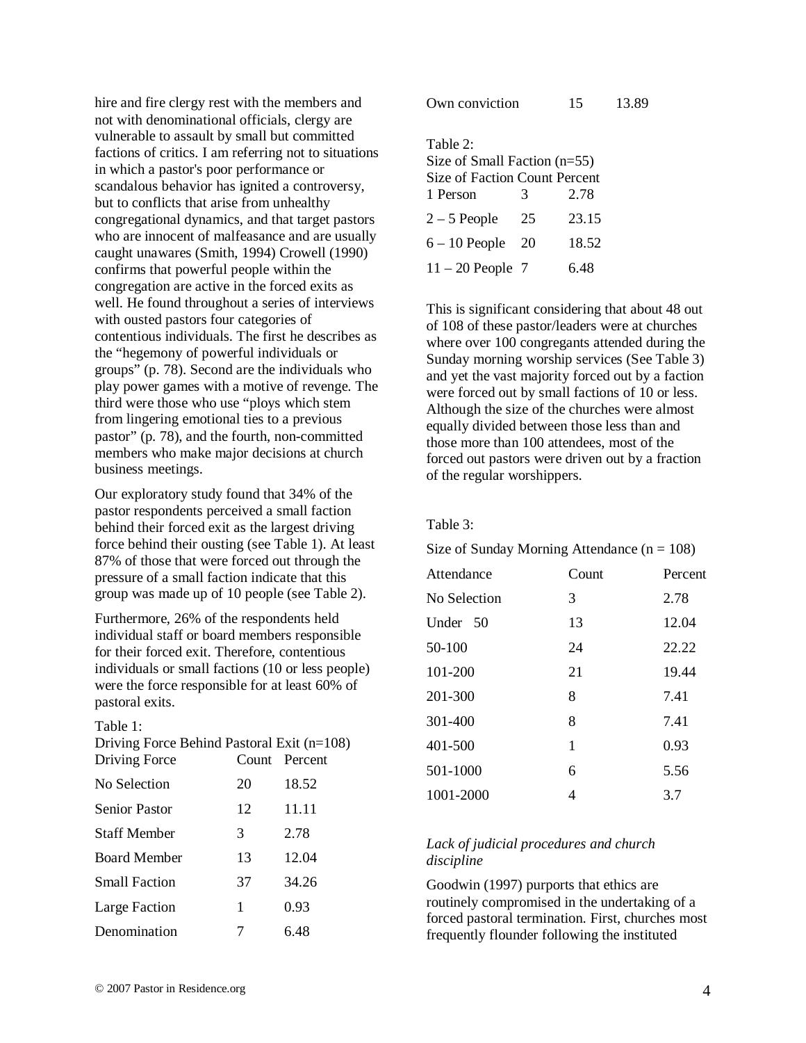hire and fire clergy rest with the members and not with denominational officials, clergy are vulnerable to assault by small but committed factions of critics. I am referring not to situations in which a pastor's poor performance or scandalous behavior has ignited a controversy, but to conflicts that arise from unhealthy congregational dynamics, and that target pastors who are innocent of malfeasance and are usually caught unawares (Smith, 1994) Crowell (1990) confirms that powerful people within the congregation are active in the forced exits as well. He found throughout a series of interviews with ousted pastors four categories of contentious individuals. The first he describes as the "hegemony of powerful individuals or groups" (p. 78). Second are the individuals who play power games with a motive of revenge. The third were those who use "ploys which stem from lingering emotional ties to a previous pastor" (p. 78), and the fourth, non-committed members who make major decisions at church business meetings.

Our exploratory study found that 34% of the pastor respondents perceived a small faction behind their forced exit as the largest driving force behind their ousting (see Table 1). At least 87% of those that were forced out through the pressure of a small faction indicate that this group was made up of 10 people (see Table 2).

Furthermore, 26% of the respondents held individual staff or board members responsible for their forced exit. Therefore, contentious individuals or small factions (10 or less people) were the force responsible for at least 60% of pastoral exits.

Table 1:
Driving Force Behind Pastoral Exit (n=108)

| Driving Force | Count | Percent |
|---|---|---|
| No Selection | 20 | 18.52 |
| Senior Pastor | 12 | 11.11 |
| Staff Member | 3 | 2.78 |
| Board Member | 13 | 12.04 |
| Small Faction | 37 | 34.26 |
| Large Faction | 1 | 0.93 |
| Denomination | 7 | 6.48 |
| Own conviction | 15 | 13.89 |

Table 2:
Size of Small Faction (n=55)

| Size of Faction | Count | Percent |
|---|---|---|
| 1 Person | 3 | 2.78 |
| 2 – 5 People | 25 | 23.15 |
| 6 – 10 People | 20 | 18.52 |
| 11 – 20 People | 7 | 6.48 |

This is significant considering that about 48 out of 108 of these pastor/leaders were at churches where over 100 congregants attended during the Sunday morning worship services (See Table 3) and yet the vast majority forced out by a faction were forced out by small factions of 10 or less. Although the size of the churches were almost equally divided between those less than and those more than 100 attendees, most of the forced out pastors were driven out by a fraction of the regular worshippers.

Table 3:

Size of Sunday Morning Attendance (n = 108)

| Attendance | Count | Percent |
|---|---|---|
| No Selection | 3 | 2.78 |
| Under 50 | 13 | 12.04 |
| 50-100 | 24 | 22.22 |
| 101-200 | 21 | 19.44 |
| 201-300 | 8 | 7.41 |
| 301-400 | 8 | 7.41 |
| 401-500 | 1 | 0.93 |
| 501-1000 | 6 | 5.56 |
| 1001-2000 | 4 | 3.7 |

*Lack of judicial procedures and church discipline*

Goodwin (1997) purports that ethics are routinely compromised in the undertaking of a forced pastoral termination. First, churches most frequently flounder following the instituted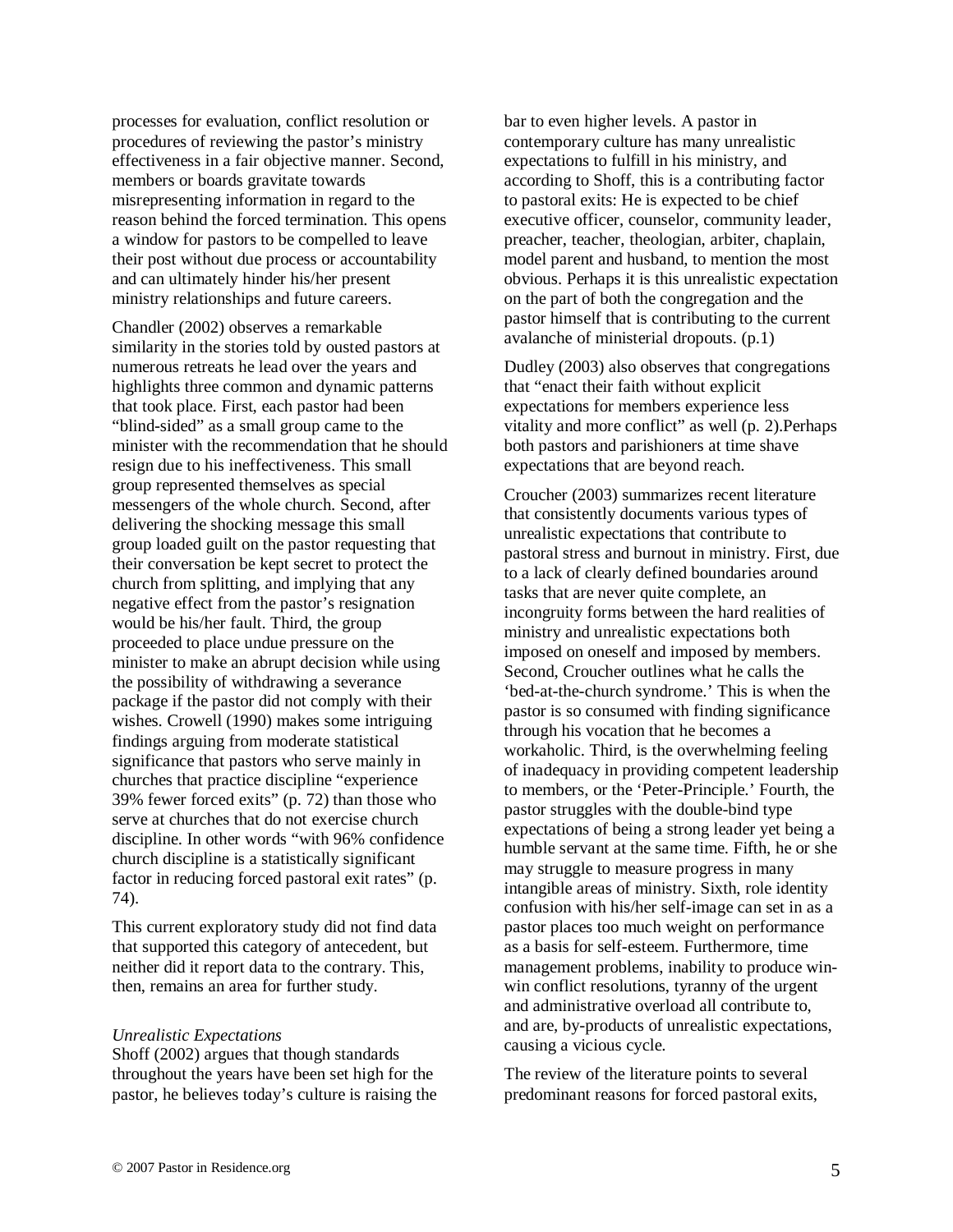processes for evaluation, conflict resolution or procedures of reviewing the pastor's ministry effectiveness in a fair objective manner. Second, members or boards gravitate towards misrepresenting information in regard to the reason behind the forced termination. This opens a window for pastors to be compelled to leave their post without due process or accountability and can ultimately hinder his/her present ministry relationships and future careers.

Chandler (2002) observes a remarkable similarity in the stories told by ousted pastors at numerous retreats he lead over the years and highlights three common and dynamic patterns that took place. First, each pastor had been "blind-sided" as a small group came to the minister with the recommendation that he should resign due to his ineffectiveness. This small group represented themselves as special messengers of the whole church. Second, after delivering the shocking message this small group loaded guilt on the pastor requesting that their conversation be kept secret to protect the church from splitting, and implying that any negative effect from the pastor's resignation would be his/her fault. Third, the group proceeded to place undue pressure on the minister to make an abrupt decision while using the possibility of withdrawing a severance package if the pastor did not comply with their wishes. Crowell (1990) makes some intriguing findings arguing from moderate statistical significance that pastors who serve mainly in churches that practice discipline "experience 39% fewer forced exits" (p. 72) than those who serve at churches that do not exercise church discipline. In other words "with 96% confidence church discipline is a statistically significant factor in reducing forced pastoral exit rates" (p. 74).

This current exploratory study did not find data that supported this category of antecedent, but neither did it report data to the contrary. This, then, remains an area for further study.

*Unrealistic Expectations*

Shoff (2002) argues that though standards throughout the years have been set high for the pastor, he believes today's culture is raising the bar to even higher levels. A pastor in contemporary culture has many unrealistic expectations to fulfill in his ministry, and according to Shoff, this is a contributing factor to pastoral exits: He is expected to be chief executive officer, counselor, community leader, preacher, teacher, theologian, arbiter, chaplain, model parent and husband, to mention the most obvious. Perhaps it is this unrealistic expectation on the part of both the congregation and the pastor himself that is contributing to the current avalanche of ministerial dropouts. (p.1)

Dudley (2003) also observes that congregations that "enact their faith without explicit expectations for members experience less vitality and more conflict" as well (p. 2).Perhaps both pastors and parishioners at time shave expectations that are beyond reach.

Croucher (2003) summarizes recent literature that consistently documents various types of unrealistic expectations that contribute to pastoral stress and burnout in ministry. First, due to a lack of clearly defined boundaries around tasks that are never quite complete, an incongruity forms between the hard realities of ministry and unrealistic expectations both imposed on oneself and imposed by members. Second, Croucher outlines what he calls the 'bed-at-the-church syndrome.' This is when the pastor is so consumed with finding significance through his vocation that he becomes a workaholic. Third, is the overwhelming feeling of inadequacy in providing competent leadership to members, or the 'Peter-Principle.' Fourth, the pastor struggles with the double-bind type expectations of being a strong leader yet being a humble servant at the same time. Fifth, he or she may struggle to measure progress in many intangible areas of ministry. Sixth, role identity confusion with his/her self-image can set in as a pastor places too much weight on performance as a basis for self-esteem. Furthermore, time management problems, inability to produce win-win conflict resolutions, tyranny of the urgent and administrative overload all contribute to, and are, by-products of unrealistic expectations, causing a vicious cycle.

The review of the literature points to several predominant reasons for forced pastoral exits,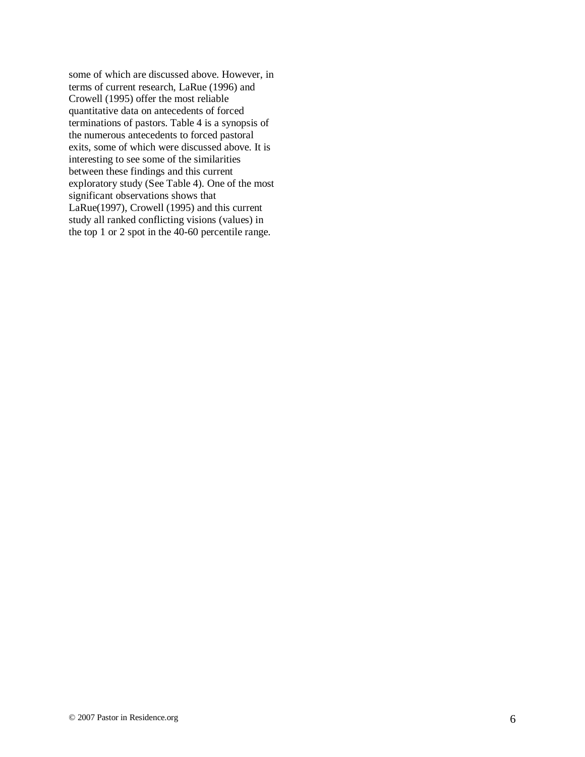some of which are discussed above. However, in terms of current research, LaRue (1996) and Crowell (1995) offer the most reliable quantitative data on antecedents of forced terminations of pastors. Table 4 is a synopsis of the numerous antecedents to forced pastoral exits, some of which were discussed above. It is interesting to see some of the similarities between these findings and this current exploratory study (See Table 4). One of the most significant observations shows that LaRue(1997), Crowell (1995) and this current study all ranked conflicting visions (values) in the top 1 or 2 spot in the 40-60 percentile range.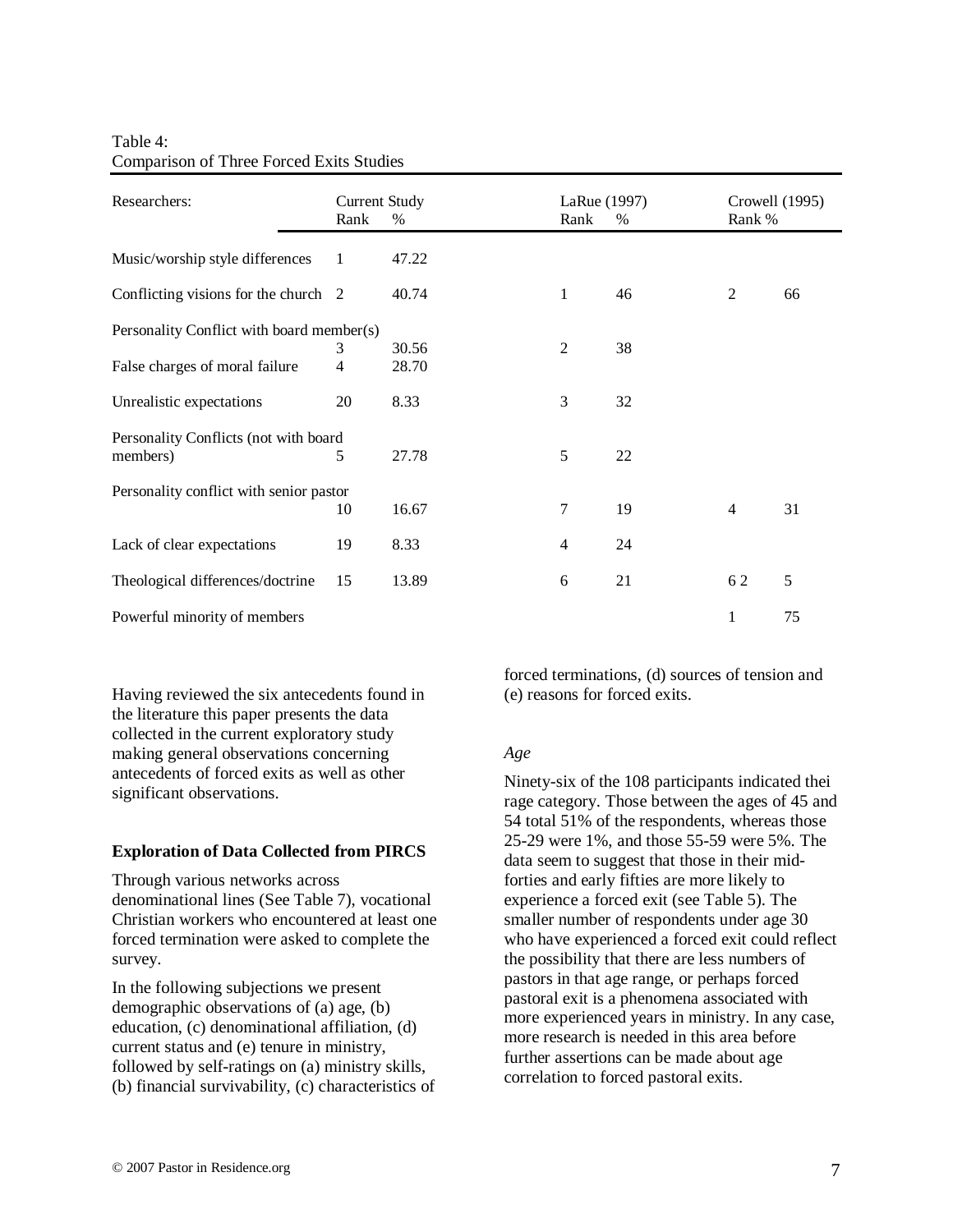Table 4:
Comparison of Three Forced Exits Studies

| Researchers: | Current Study | | LaRue (1997) | | Crowell (1995) | |
|---|---|---|---|---|---|---|
| | Rank | % | Rank | % | Rank | % |
| Music/worship style differences | 1 | 47.22 | | | | |
| Conflicting visions for the church | 2 | 40.74 | 1 | 46 | 2 | 66 |
| Personality Conflict with board member(s) | 3 | 30.56 | 2 | 38 | | |
| False charges of moral failure | 4 | 28.70 | | | | |
| Unrealistic expectations | 20 | 8.33 | 3 | 32 | | |
| Personality Conflicts (not with board members) | 5 | 27.78 | 5 | 22 | | |
| Personality conflict with senior pastor | 10 | 16.67 | 7 | 19 | 4 | 31 |
| Lack of clear expectations | 19 | 8.33 | 4 | 24 | | |
| Theological differences/doctrine | 15 | 13.89 | 6 | 21 | 6 2 | 5 |
| Powerful minority of members | | | | | 1 | 75 |

Having reviewed the six antecedents found in the literature this paper presents the data collected in the current exploratory study making general observations concerning antecedents of forced exits as well as other significant observations.

**Exploration of Data Collected from PIRCS**

Through various networks across denominational lines (See Table 7), vocational Christian workers who encountered at least one forced termination were asked to complete the survey.

In the following subjections we present demographic observations of (a) age, (b) education, (c) denominational affiliation, (d) current status and (e) tenure in ministry, followed by self-ratings on (a) ministry skills, (b) financial survivability, (c) characteristics of forced terminations, (d) sources of tension and (e) reasons for forced exits.

*Age*

Ninety-six of the 108 participants indicated thei rage category. Those between the ages of 45 and 54 total 51% of the respondents, whereas those 25-29 were 1%, and those 55-59 were 5%. The data seem to suggest that those in their mid-forties and early fifties are more likely to experience a forced exit (see Table 5). The smaller number of respondents under age 30 who have experienced a forced exit could reflect the possibility that there are less numbers of pastors in that age range, or perhaps forced pastoral exit is a phenomena associated with more experienced years in ministry. In any case, more research is needed in this area before further assertions can be made about age correlation to forced pastoral exits.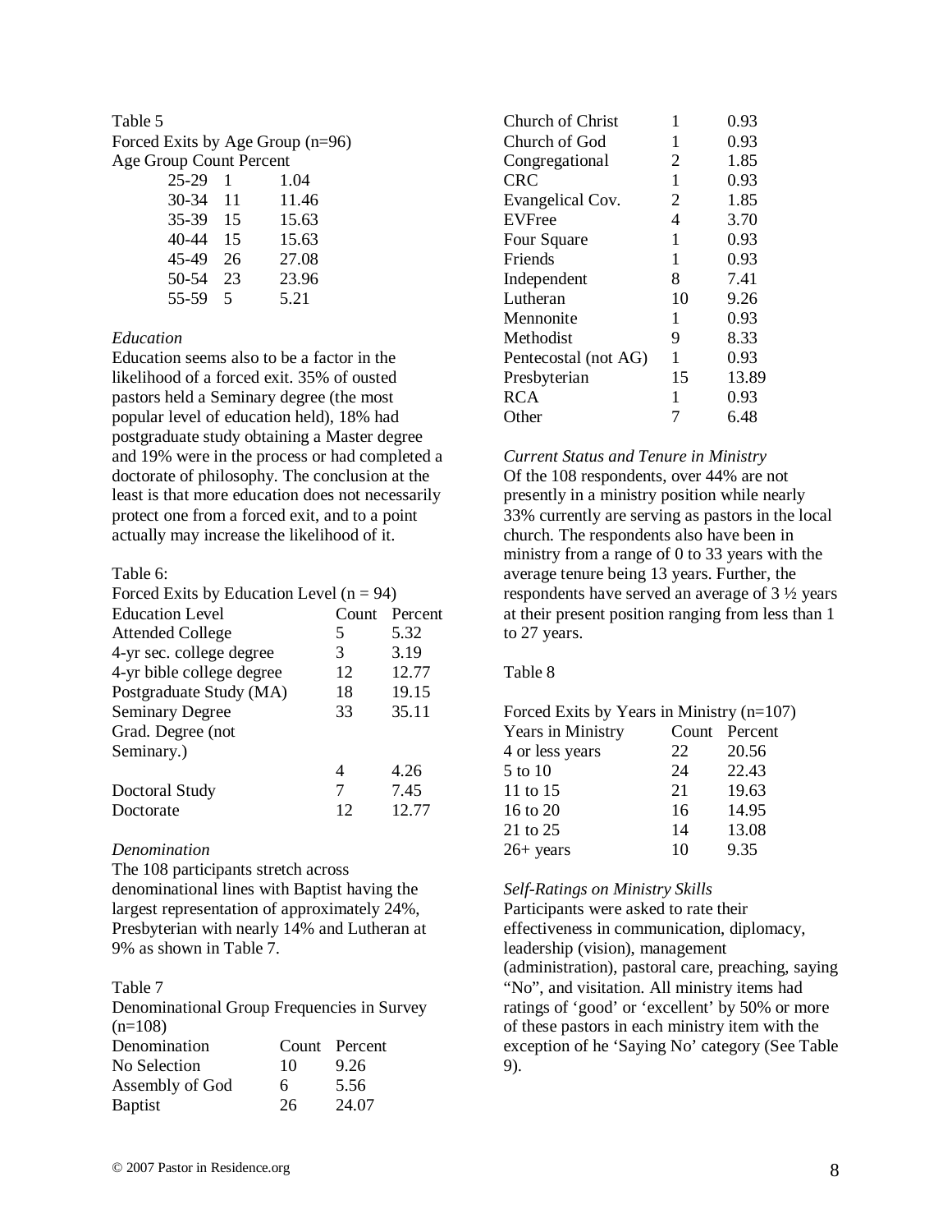Table 5
Forced Exits by Age Group (n=96)

| Age Group | Count | Percent |
| --- | --- | --- |
| 25-29 | 1 | 1.04 |
| 30-34 | 11 | 11.46 |
| 35-39 | 15 | 15.63 |
| 40-44 | 15 | 15.63 |
| 45-49 | 26 | 27.08 |
| 50-54 | 23 | 23.96 |
| 55-59 | 5 | 5.21 |

*Education*

Education seems also to be a factor in the likelihood of a forced exit. 35% of ousted pastors held a Seminary degree (the most popular level of education held), 18% had postgraduate study obtaining a Master degree and 19% were in the process or had completed a doctorate of philosophy. The conclusion at the least is that more education does not necessarily protect one from a forced exit, and to a point actually may increase the likelihood of it.

Table 6:
Forced Exits by Education Level (n = 94)

| Education Level | Count | Percent |
| --- | --- | --- |
| Attended College | 5 | 5.32 |
| 4-yr sec. college degree | 3 | 3.19 |
| 4-yr bible college degree | 12 | 12.77 |
| Postgraduate Study (MA) | 18 | 19.15 |
| Seminary Degree | 33 | 35.11 |
| Grad. Degree (not Seminary.) | 4 | 4.26 |
| Doctoral Study | 7 | 7.45 |
| Doctorate | 12 | 12.77 |

*Denomination*

The 108 participants stretch across denominational lines with Baptist having the largest representation of approximately 24%, Presbyterian with nearly 14% and Lutheran at 9% as shown in Table 7.

Table 7
Denominational Group Frequencies in Survey (n=108)

| Denomination | Count | Percent |
| --- | --- | --- |
| No Selection | 10 | 9.26 |
| Assembly of God | 6 | 5.56 |
| Baptist | 26 | 24.07 |
| Church of Christ | 1 | 0.93 |
| Church of God | 1 | 0.93 |
| Congregational | 2 | 1.85 |
| CRC | 1 | 0.93 |
| Evangelical Cov. | 2 | 1.85 |
| EVFree | 4 | 3.70 |
| Four Square | 1 | 0.93 |
| Friends | 1 | 0.93 |
| Independent | 8 | 7.41 |
| Lutheran | 10 | 9.26 |
| Mennonite | 1 | 0.93 |
| Methodist | 9 | 8.33 |
| Pentecostal (not AG) | 1 | 0.93 |
| Presbyterian | 15 | 13.89 |
| RCA | 1 | 0.93 |
| Other | 7 | 6.48 |

*Current Status and Tenure in Ministry*

Of the 108 respondents, over 44% are not presently in a ministry position while nearly 33% currently are serving as pastors in the local church. The respondents also have been in ministry from a range of 0 to 33 years with the average tenure being 13 years. Further, the respondents have served an average of 3 ½ years at their present position ranging from less than 1 to 27 years.

Table 8

Forced Exits by Years in Ministry (n=107)

| Years in Ministry | Count | Percent |
| --- | --- | --- |
| 4 or less years | 22 | 20.56 |
| 5 to 10 | 24 | 22.43 |
| 11 to 15 | 21 | 19.63 |
| 16 to 20 | 16 | 14.95 |
| 21 to 25 | 14 | 13.08 |
| 26+ years | 10 | 9.35 |

*Self-Ratings on Ministry Skills*

Participants were asked to rate their effectiveness in communication, diplomacy, leadership (vision), management (administration), pastoral care, preaching, saying "No", and visitation. All ministry items had ratings of 'good' or 'excellent' by 50% or more of these pastors in each ministry item with the exception of he 'Saying No' category (See Table 9).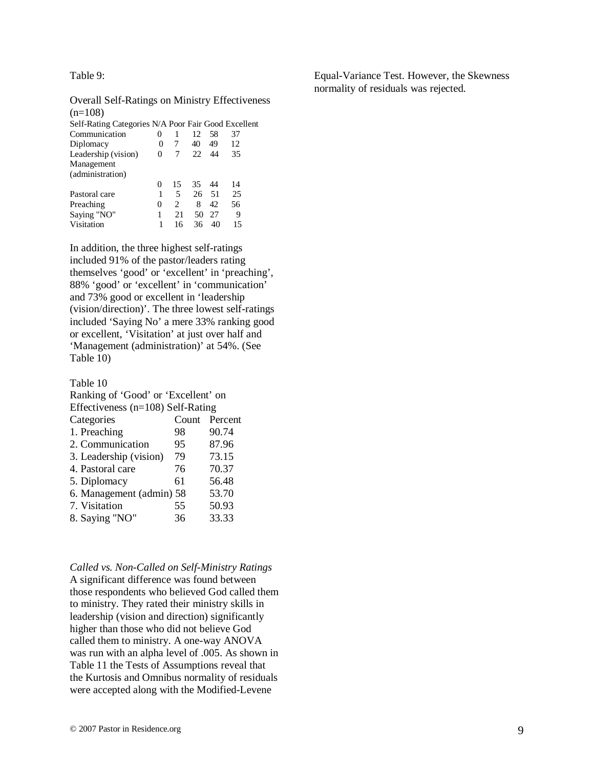Table 9:

Overall Self-Ratings on Ministry Effectiveness (n=108)

| Self-Rating Categories | N/A | Poor | Fair | Good | Excellent |
|---|---|---|---|---|---|
| Communication | 0 | 1 | 12 | 58 | 37 |
| Diplomacy | 0 | 7 | 40 | 49 | 12 |
| Leadership (vision) | 0 | 7 | 22 | 44 | 35 |
| Management (administration) | 0 | 15 | 35 | 44 | 14 |
| Pastoral care | 1 | 5 | 26 | 51 | 25 |
| Preaching | 0 | 2 | 8 | 42 | 56 |
| Saying "NO" | 1 | 21 | 50 | 27 | 9 |
| Visitation | 1 | 16 | 36 | 40 | 15 |

In addition, the three highest self-ratings included 91% of the pastor/leaders rating themselves 'good' or 'excellent' in 'preaching', 88% 'good' or 'excellent' in 'communication' and 73% good or excellent in 'leadership (vision/direction)'. The three lowest self-ratings included 'Saying No' a mere 33% ranking good or excellent, 'Visitation' at just over half and 'Management (administration)' at 54%. (See Table 10)

Table 10
Ranking of 'Good' or 'Excellent' on Effectiveness (n=108) Self-Rating

| Categories | Count | Percent |
|---|---|---|
| 1. Preaching | 98 | 90.74 |
| 2. Communication | 95 | 87.96 |
| 3. Leadership (vision) | 79 | 73.15 |
| 4. Pastoral care | 76 | 70.37 |
| 5. Diplomacy | 61 | 56.48 |
| 6. Management (admin) | 58 | 53.70 |
| 7. Visitation | 55 | 50.93 |
| 8. Saying "NO" | 36 | 33.33 |

*Called vs. Non-Called on Self-Ministry Ratings*
A significant difference was found between those respondents who believed God called them to ministry. They rated their ministry skills in leadership (vision and direction) significantly higher than those who did not believe God called them to ministry. A one-way ANOVA was run with an alpha level of .005. As shown in Table 11 the Tests of Assumptions reveal that the Kurtosis and Omnibus normality of residuals were accepted along with the Modified-Levene Equal-Variance Test. However, the Skewness normality of residuals was rejected.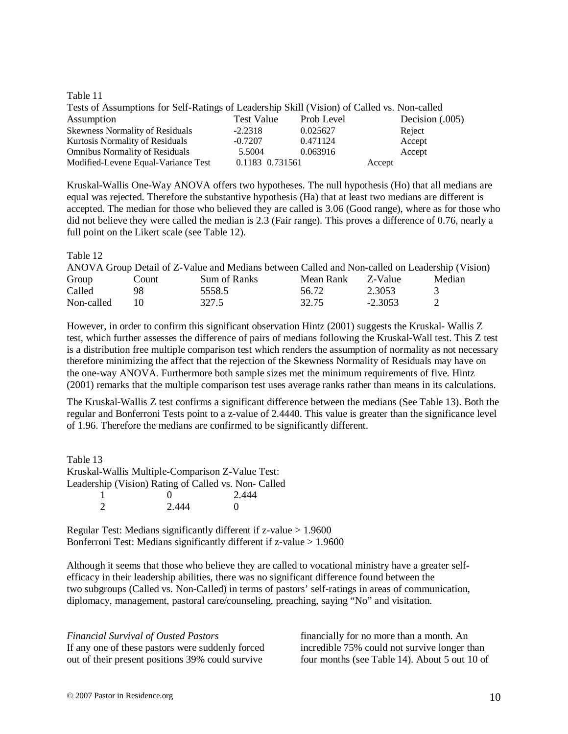Table 11

Tests of Assumptions for Self-Ratings of Leadership Skill (Vision) of Called vs. Non-called

| Assumption | Test Value | Prob Level | Decision (.005) |
|---|---|---|---|
| Skewness Normality of Residuals | -2.2318 | 0.025627 | Reject |
| Kurtosis Normality of Residuals | -0.7207 | 0.471124 | Accept |
| Omnibus Normality of Residuals | 5.5004 | 0.063916 | Accept |
| Modified-Levene Equal-Variance Test | 0.1183 | 0.731561 | Accept |

Kruskal-Wallis One-Way ANOVA offers two hypotheses. The null hypothesis (Ho) that all medians are equal was rejected. Therefore the substantive hypothesis (Ha) that at least two medians are different is accepted. The median for those who believed they are called is 3.06 (Good range), where as for those who did not believe they were called the median is 2.3 (Fair range). This proves a difference of 0.76, nearly a full point on the Likert scale (see Table 12).

Table 12

ANOVA Group Detail of Z-Value and Medians between Called and Non-called on Leadership (Vision)

| Group | Count | Sum of Ranks | Mean Rank | Z-Value | Median |
|---|---|---|---|---|---|
| Called | 98 | 5558.5 | 56.72 | 2.3053 | 3 |
| Non-called | 10 | 327.5 | 32.75 | -2.3053 | 2 |

However, in order to confirm this significant observation Hintz (2001) suggests the Kruskal- Wallis Z test, which further assesses the difference of pairs of medians following the Kruskal-Wall test. This Z test is a distribution free multiple comparison test which renders the assumption of normality as not necessary therefore minimizing the affect that the rejection of the Skewness Normality of Residuals may have on the one-way ANOVA. Furthermore both sample sizes met the minimum requirements of five. Hintz (2001) remarks that the multiple comparison test uses average ranks rather than means in its calculations.

The Kruskal-Wallis Z test confirms a significant difference between the medians (See Table 13). Both the regular and Bonferroni Tests point to a z-value of 2.4440. This value is greater than the significance level of 1.96. Therefore the medians are confirmed to be significantly different.

Table 13

Kruskal-Wallis Multiple-Comparison Z-Value Test:
Leadership (Vision) Rating of Called vs. Non- Called

| | | |
|---|---|---|
| 1 | 0 | 2.444 |
| 2 | 2.444 | 0 |

Regular Test: Medians significantly different if z-value > 1.9600
Bonferroni Test: Medians significantly different if z-value > 1.9600

Although it seems that those who believe they are called to vocational ministry have a greater self-efficacy in their leadership abilities, there was no significant difference found between the two subgroups (Called vs. Non-Called) in terms of pastors' self-ratings in areas of communication, diplomacy, management, pastoral care/counseling, preaching, saying "No" and visitation.

*Financial Survival of Ousted Pastors*

If any one of these pastors were suddenly forced out of their present positions 39% could survive financially for no more than a month. An incredible 75% could not survive longer than four months (see Table 14). About 5 out 10 of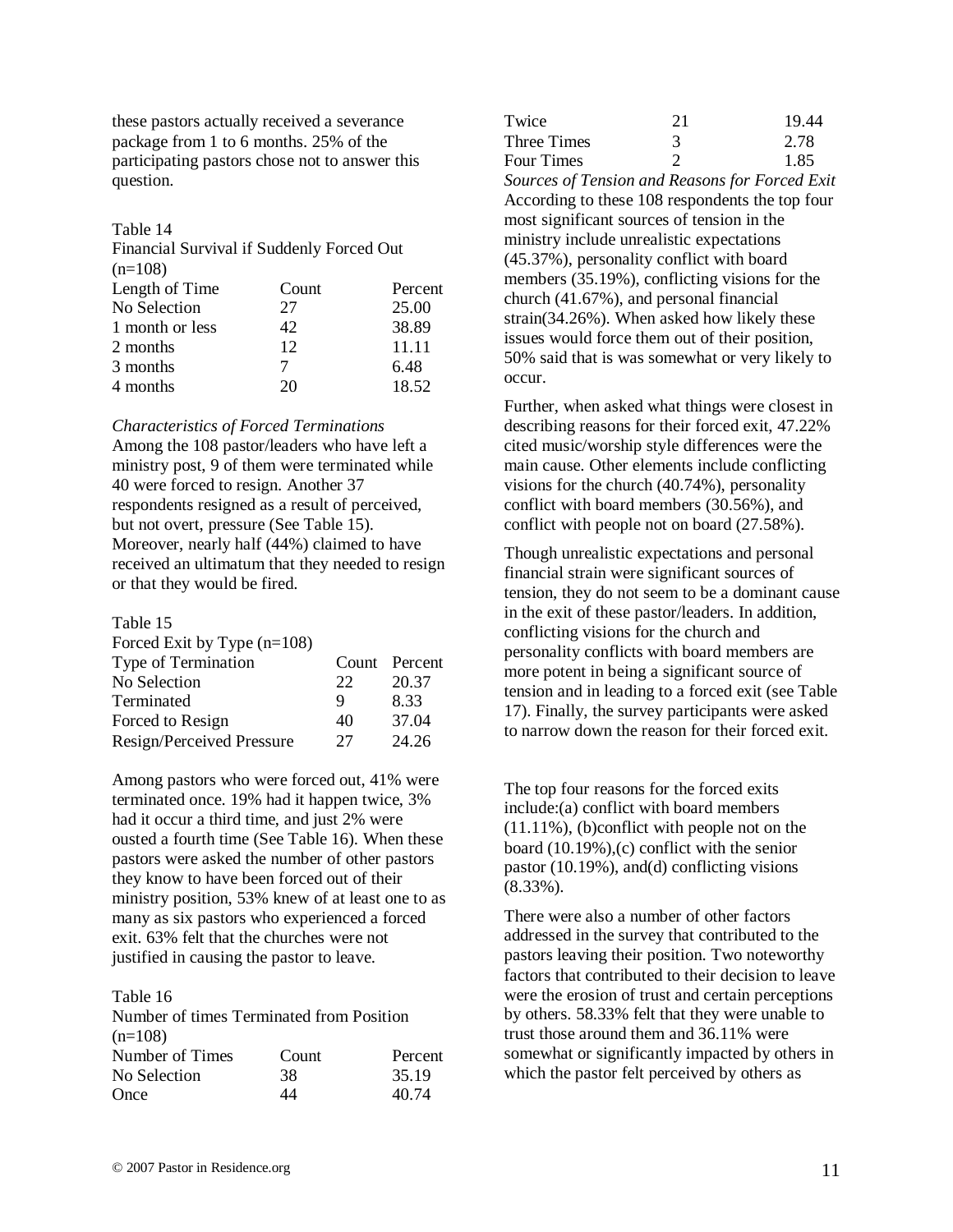these pastors actually received a severance package from 1 to 6 months. 25% of the participating pastors chose not to answer this question.

Table 14
Financial Survival if Suddenly Forced Out (n=108)

| Length of Time | Count | Percent |
|---|---|---|
| No Selection | 27 | 25.00 |
| 1 month or less | 42 | 38.89 |
| 2 months | 12 | 11.11 |
| 3 months | 7 | 6.48 |
| 4 months | 20 | 18.52 |

*Characteristics of Forced Terminations*
Among the 108 pastor/leaders who have left a ministry post, 9 of them were terminated while 40 were forced to resign. Another 37 respondents resigned as a result of perceived, but not overt, pressure (See Table 15). Moreover, nearly half (44%) claimed to have received an ultimatum that they needed to resign or that they would be fired.

Table 15
Forced Exit by Type (n=108)

| Type of Termination | Count | Percent |
|---|---|---|
| No Selection | 22 | 20.37 |
| Terminated | 9 | 8.33 |
| Forced to Resign | 40 | 37.04 |
| Resign/Perceived Pressure | 27 | 24.26 |

Among pastors who were forced out, 41% were terminated once. 19% had it happen twice, 3% had it occur a third time, and just 2% were ousted a fourth time (See Table 16). When these pastors were asked the number of other pastors they know to have been forced out of their ministry position, 53% knew of at least one to as many as six pastors who experienced a forced exit. 63% felt that the churches were not justified in causing the pastor to leave.

Table 16
Number of times Terminated from Position (n=108)

| Number of Times | Count | Percent |
|---|---|---|
| No Selection | 38 | 35.19 |
| Once | 44 | 40.74 |
| Twice | 21 | 19.44 |
| Three Times | 3 | 2.78 |
| Four Times | 2 | 1.85 |

*Sources of Tension and Reasons for Forced Exit*
According to these 108 respondents the top four most significant sources of tension in the ministry include unrealistic expectations (45.37%), personality conflict with board members (35.19%), conflicting visions for the church (41.67%), and personal financial strain(34.26%). When asked how likely these issues would force them out of their position, 50% said that is was somewhat or very likely to occur.

Further, when asked what things were closest in describing reasons for their forced exit, 47.22% cited music/worship style differences were the main cause. Other elements include conflicting visions for the church (40.74%), personality conflict with board members (30.56%), and conflict with people not on board (27.58%).

Though unrealistic expectations and personal financial strain were significant sources of tension, they do not seem to be a dominant cause in the exit of these pastor/leaders. In addition, conflicting visions for the church and personality conflicts with board members are more potent in being a significant source of tension and in leading to a forced exit (see Table 17). Finally, the survey participants were asked to narrow down the reason for their forced exit.

The top four reasons for the forced exits include:(a) conflict with board members (11.11%), (b)conflict with people not on the board (10.19%),(c) conflict with the senior pastor (10.19%), and(d) conflicting visions (8.33%).

There were also a number of other factors addressed in the survey that contributed to the pastors leaving their position. Two noteworthy factors that contributed to their decision to leave were the erosion of trust and certain perceptions by others. 58.33% felt that they were unable to trust those around them and 36.11% were somewhat or significantly impacted by others in which the pastor felt perceived by others as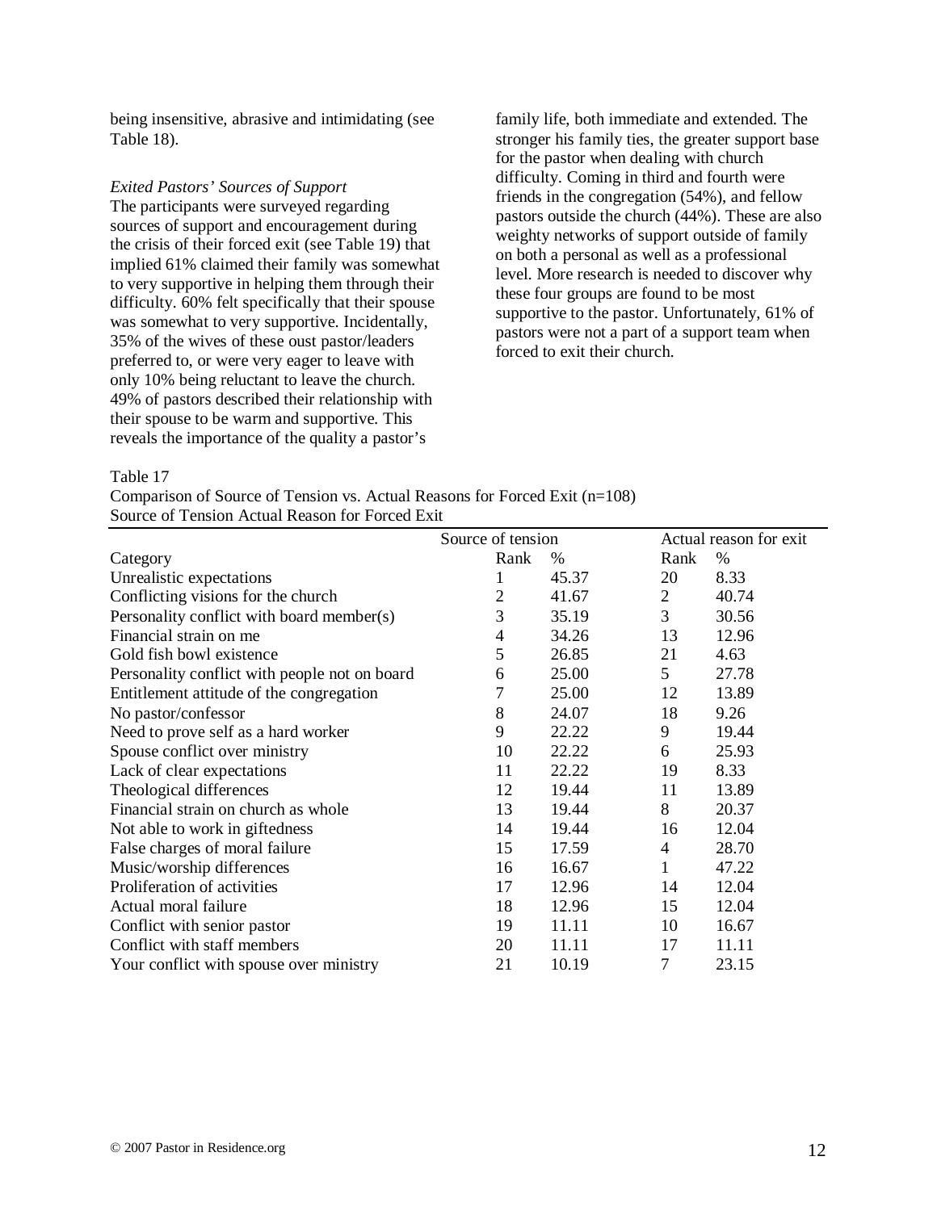being insensitive, abrasive and intimidating (see Table 18).

*Exited Pastors' Sources of Support*

The participants were surveyed regarding sources of support and encouragement during the crisis of their forced exit (see Table 19) that implied 61% claimed their family was somewhat to very supportive in helping them through their difficulty. 60% felt specifically that their spouse was somewhat to very supportive. Incidentally, 35% of the wives of these oust pastor/leaders preferred to, or were very eager to leave with only 10% being reluctant to leave the church. 49% of pastors described their relationship with their spouse to be warm and supportive. This reveals the importance of the quality a pastor's family life, both immediate and extended. The stronger his family ties, the greater support base for the pastor when dealing with church difficulty. Coming in third and fourth were friends in the congregation (54%), and fellow pastors outside the church (44%). These are also weighty networks of support outside of family on both a personal as well as a professional level. More research is needed to discover why these four groups are found to be most supportive to the pastor. Unfortunately, 61% of pastors were not a part of a support team when forced to exit their church.

Table 17

Comparison of Source of Tension vs. Actual Reasons for Forced Exit (n=108)

Source of Tension Actual Reason for Forced Exit

| | Source of tension | | Actual reason for exit | |
|---|---|---|---|---|
| Category | Rank | % | Rank | % |
| Unrealistic expectations | 1 | 45.37 | 20 | 8.33 |
| Conflicting visions for the church | 2 | 41.67 | 2 | 40.74 |
| Personality conflict with board member(s) | 3 | 35.19 | 3 | 30.56 |
| Financial strain on me | 4 | 34.26 | 13 | 12.96 |
| Gold fish bowl existence | 5 | 26.85 | 21 | 4.63 |
| Personality conflict with people not on board | 6 | 25.00 | 5 | 27.78 |
| Entitlement attitude of the congregation | 7 | 25.00 | 12 | 13.89 |
| No pastor/confessor | 8 | 24.07 | 18 | 9.26 |
| Need to prove self as a hard worker | 9 | 22.22 | 9 | 19.44 |
| Spouse conflict over ministry | 10 | 22.22 | 6 | 25.93 |
| Lack of clear expectations | 11 | 22.22 | 19 | 8.33 |
| Theological differences | 12 | 19.44 | 11 | 13.89 |
| Financial strain on church as whole | 13 | 19.44 | 8 | 20.37 |
| Not able to work in giftedness | 14 | 19.44 | 16 | 12.04 |
| False charges of moral failure | 15 | 17.59 | 4 | 28.70 |
| Music/worship differences | 16 | 16.67 | 1 | 47.22 |
| Proliferation of activities | 17 | 12.96 | 14 | 12.04 |
| Actual moral failure | 18 | 12.96 | 15 | 12.04 |
| Conflict with senior pastor | 19 | 11.11 | 10 | 16.67 |
| Conflict with staff members | 20 | 11.11 | 17 | 11.11 |
| Your conflict with spouse over ministry | 21 | 10.19 | 7 | 23.15 |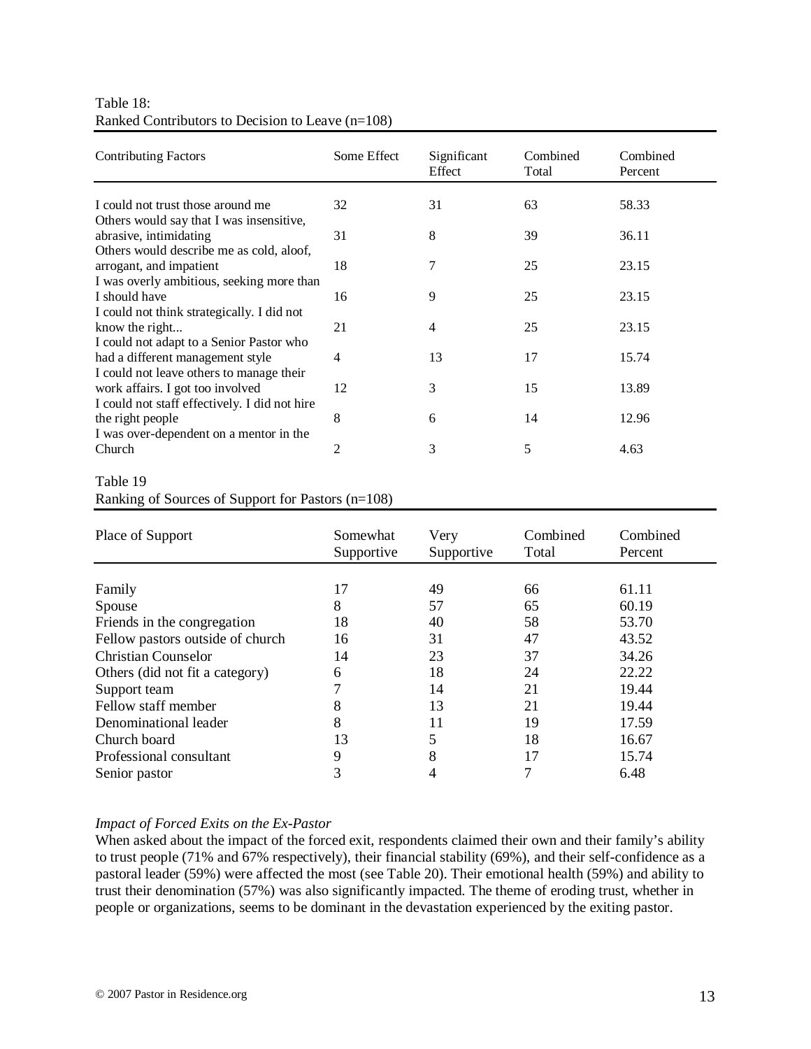Table 18:
Ranked Contributors to Decision to Leave (n=108)

| Contributing Factors | Some Effect | Significant Effect | Combined Total | Combined Percent |
|---|---|---|---|---|
| I could not trust those around me | 32 | 31 | 63 | 58.33 |
| Others would say that I was insensitive, abrasive, intimidating | 31 | 8 | 39 | 36.11 |
| Others would describe me as cold, aloof, arrogant, and impatient | 18 | 7 | 25 | 23.15 |
| I was overly ambitious, seeking more than I should have | 16 | 9 | 25 | 23.15 |
| I could not think strategically. I did not know the right... | 21 | 4 | 25 | 23.15 |
| I could not adapt to a Senior Pastor who had a different management style | 4 | 13 | 17 | 15.74 |
| I could not leave others to manage their work affairs. I got too involved | 12 | 3 | 15 | 13.89 |
| I could not staff effectively. I did not hire the right people | 8 | 6 | 14 | 12.96 |
| I was over-dependent on a mentor in the Church | 2 | 3 | 5 | 4.63 |

Table 19
Ranking of Sources of Support for Pastors (n=108)

| Place of Support | Somewhat Supportive | Very Supportive | Combined Total | Combined Percent |
|---|---|---|---|---|
| Family | 17 | 49 | 66 | 61.11 |
| Spouse | 8 | 57 | 65 | 60.19 |
| Friends in the congregation | 18 | 40 | 58 | 53.70 |
| Fellow pastors outside of church | 16 | 31 | 47 | 43.52 |
| Christian Counselor | 14 | 23 | 37 | 34.26 |
| Others (did not fit a category) | 6 | 18 | 24 | 22.22 |
| Support team | 7 | 14 | 21 | 19.44 |
| Fellow staff member | 8 | 13 | 21 | 19.44 |
| Denominational leader | 8 | 11 | 19 | 17.59 |
| Church board | 13 | 5 | 18 | 16.67 |
| Professional consultant | 9 | 8 | 17 | 15.74 |
| Senior pastor | 3 | 4 | 7 | 6.48 |

*Impact of Forced Exits on the Ex-Pastor*

When asked about the impact of the forced exit, respondents claimed their own and their family's ability to trust people (71% and 67% respectively), their financial stability (69%), and their self-confidence as a pastoral leader (59%) were affected the most (see Table 20). Their emotional health (59%) and ability to trust their denomination (57%) was also significantly impacted. The theme of eroding trust, whether in people or organizations, seems to be dominant in the devastation experienced by the exiting pastor.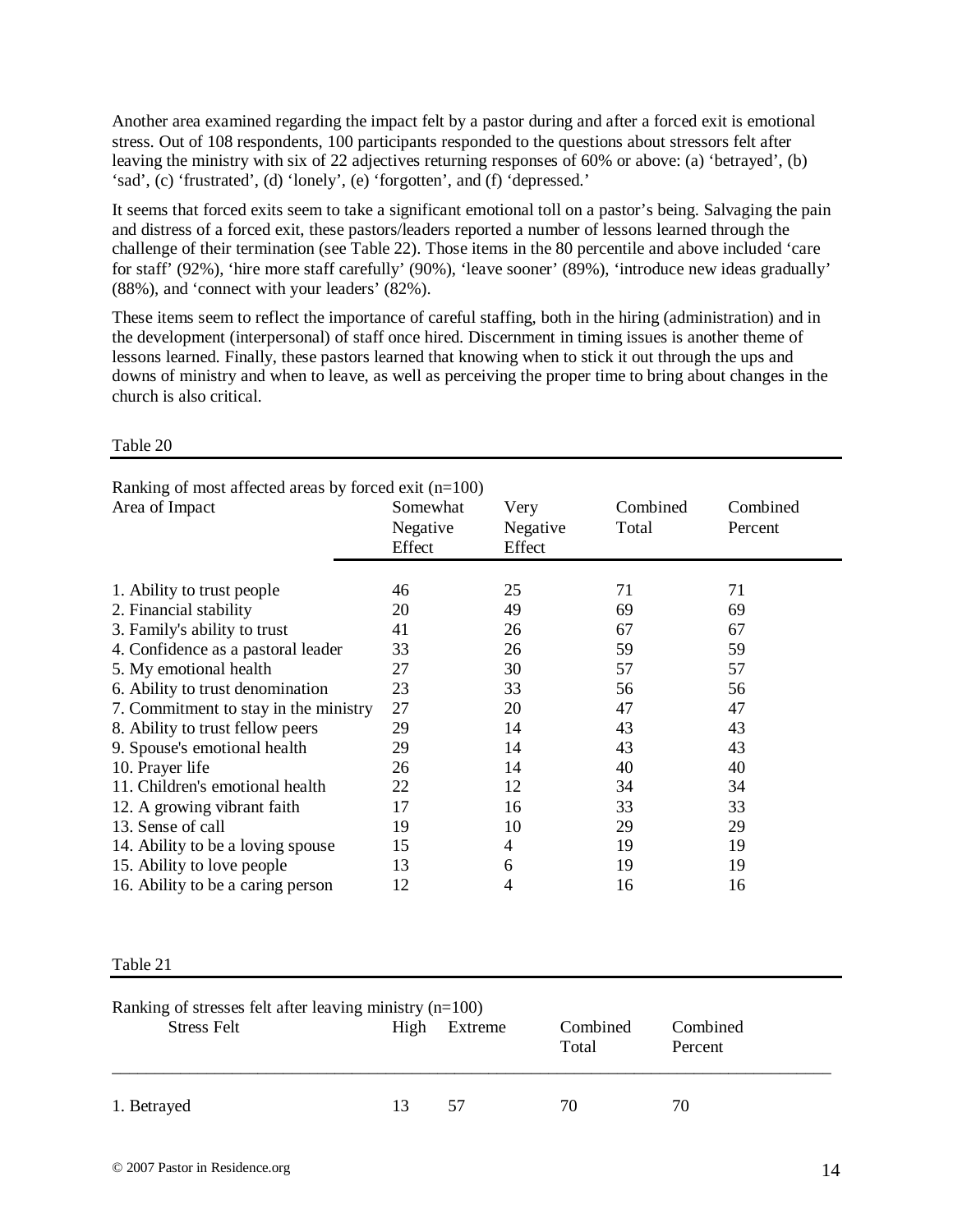Another area examined regarding the impact felt by a pastor during and after a forced exit is emotional stress. Out of 108 respondents, 100 participants responded to the questions about stressors felt after leaving the ministry with six of 22 adjectives returning responses of 60% or above: (a) 'betrayed', (b) 'sad', (c) 'frustrated', (d) 'lonely', (e) 'forgotten', and (f) 'depressed.'

It seems that forced exits seem to take a significant emotional toll on a pastor's being. Salvaging the pain and distress of a forced exit, these pastors/leaders reported a number of lessons learned through the challenge of their termination (see Table 22). Those items in the 80 percentile and above included 'care for staff' (92%), 'hire more staff carefully' (90%), 'leave sooner' (89%), 'introduce new ideas gradually' (88%), and 'connect with your leaders' (82%).

These items seem to reflect the importance of careful staffing, both in the hiring (administration) and in the development (interpersonal) of staff once hired. Discernment in timing issues is another theme of lessons learned. Finally, these pastors learned that knowing when to stick it out through the ups and downs of ministry and when to leave, as well as perceiving the proper time to bring about changes in the church is also critical.

Table 20

Ranking of most affected areas by forced exit (n=100)

| Area of Impact | Somewhat Negative Effect | Very Negative Effect | Combined Total | Combined Percent |
|---|---|---|---|---|
| 1. Ability to trust people | 46 | 25 | 71 | 71 |
| 2. Financial stability | 20 | 49 | 69 | 69 |
| 3. Family's ability to trust | 41 | 26 | 67 | 67 |
| 4. Confidence as a pastoral leader | 33 | 26 | 59 | 59 |
| 5. My emotional health | 27 | 30 | 57 | 57 |
| 6. Ability to trust denomination | 23 | 33 | 56 | 56 |
| 7. Commitment to stay in the ministry | 27 | 20 | 47 | 47 |
| 8. Ability to trust fellow peers | 29 | 14 | 43 | 43 |
| 9. Spouse's emotional health | 29 | 14 | 43 | 43 |
| 10. Prayer life | 26 | 14 | 40 | 40 |
| 11. Children's emotional health | 22 | 12 | 34 | 34 |
| 12. A growing vibrant faith | 17 | 16 | 33 | 33 |
| 13. Sense of call | 19 | 10 | 29 | 29 |
| 14. Ability to be a loving spouse | 15 | 4 | 19 | 19 |
| 15. Ability to love people | 13 | 6 | 19 | 19 |
| 16. Ability to be a caring person | 12 | 4 | 16 | 16 |

Table 21

Ranking of stresses felt after leaving ministry (n=100)

| Stress Felt | High | Extreme | Combined Total | Combined Percent |
|---|---|---|---|---|
| 1. Betrayed | 13 | 57 | 70 | 70 |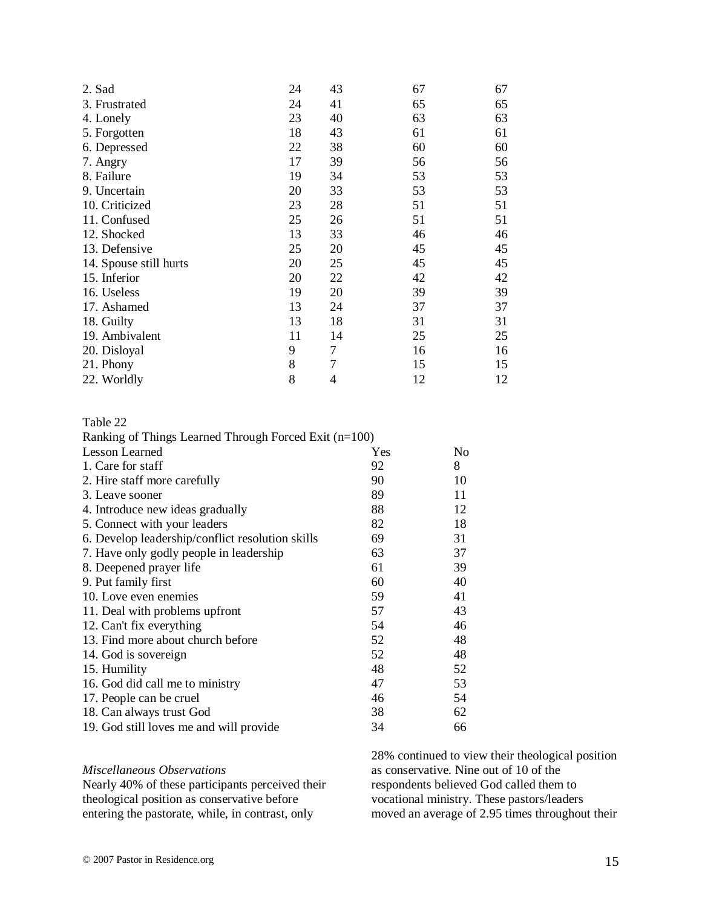| | | | | |
|---|---|---|---|---|
| 2. Sad | 24 | 43 | 67 | 67 |
| 3. Frustrated | 24 | 41 | 65 | 65 |
| 4. Lonely | 23 | 40 | 63 | 63 |
| 5. Forgotten | 18 | 43 | 61 | 61 |
| 6. Depressed | 22 | 38 | 60 | 60 |
| 7. Angry | 17 | 39 | 56 | 56 |
| 8. Failure | 19 | 34 | 53 | 53 |
| 9. Uncertain | 20 | 33 | 53 | 53 |
| 10. Criticized | 23 | 28 | 51 | 51 |
| 11. Confused | 25 | 26 | 51 | 51 |
| 12. Shocked | 13 | 33 | 46 | 46 |
| 13. Defensive | 25 | 20 | 45 | 45 |
| 14. Spouse still hurts | 20 | 25 | 45 | 45 |
| 15. Inferior | 20 | 22 | 42 | 42 |
| 16. Useless | 19 | 20 | 39 | 39 |
| 17. Ashamed | 13 | 24 | 37 | 37 |
| 18. Guilty | 13 | 18 | 31 | 31 |
| 19. Ambivalent | 11 | 14 | 25 | 25 |
| 20. Disloyal | 9 | 7 | 16 | 16 |
| 21. Phony | 8 | 7 | 15 | 15 |
| 22. Worldly | 8 | 4 | 12 | 12 |

Table 22

Ranking of Things Learned Through Forced Exit (n=100)

| Lesson Learned | Yes | No |
|---|---|---|
| 1. Care for staff | 92 | 8 |
| 2. Hire staff more carefully | 90 | 10 |
| 3. Leave sooner | 89 | 11 |
| 4. Introduce new ideas gradually | 88 | 12 |
| 5. Connect with your leaders | 82 | 18 |
| 6. Develop leadership/conflict resolution skills | 69 | 31 |
| 7. Have only godly people in leadership | 63 | 37 |
| 8. Deepened prayer life | 61 | 39 |
| 9. Put family first | 60 | 40 |
| 10. Love even enemies | 59 | 41 |
| 11. Deal with problems upfront | 57 | 43 |
| 12. Can't fix everything | 54 | 46 |
| 13. Find more about church before | 52 | 48 |
| 14. God is sovereign | 52 | 48 |
| 15. Humility | 48 | 52 |
| 16. God did call me to ministry | 47 | 53 |
| 17. People can be cruel | 46 | 54 |
| 18. Can always trust God | 38 | 62 |
| 19. God still loves me and will provide | 34 | 66 |

*Miscellaneous Observations*

Nearly 40% of these participants perceived their theological position as conservative before entering the pastorate, while, in contrast, only 28% continued to view their theological position as conservative. Nine out of 10 of the respondents believed God called them to vocational ministry. These pastors/leaders moved an average of 2.95 times throughout their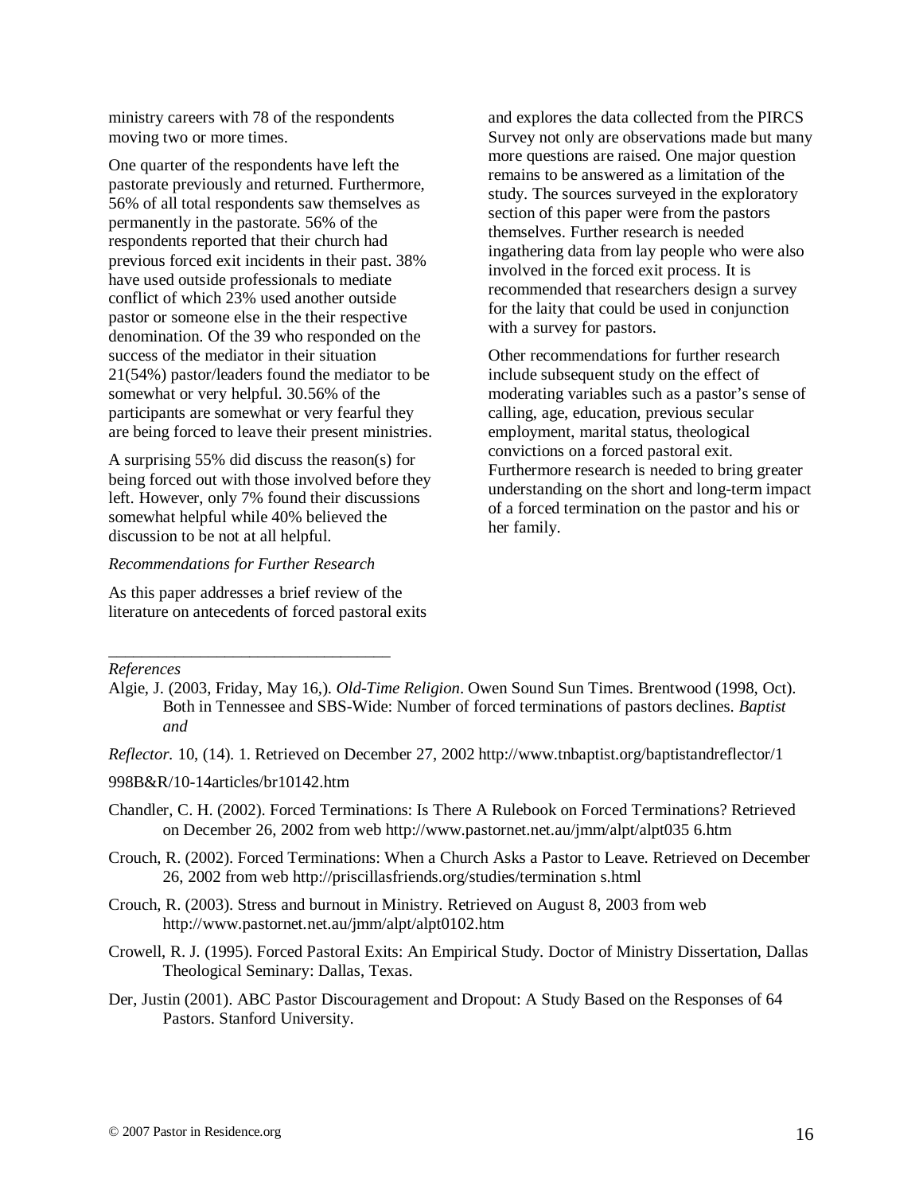ministry careers with 78 of the respondents moving two or more times.

One quarter of the respondents have left the pastorate previously and returned. Furthermore, 56% of all total respondents saw themselves as permanently in the pastorate. 56% of the respondents reported that their church had previous forced exit incidents in their past. 38% have used outside professionals to mediate conflict of which 23% used another outside pastor or someone else in the their respective denomination. Of the 39 who responded on the success of the mediator in their situation 21(54%) pastor/leaders found the mediator to be somewhat or very helpful. 30.56% of the participants are somewhat or very fearful they are being forced to leave their present ministries.

A surprising 55% did discuss the reason(s) for being forced out with those involved before they left. However, only 7% found their discussions somewhat helpful while 40% believed the discussion to be not at all helpful.

*Recommendations for Further Research*

As this paper addresses a brief review of the literature on antecedents of forced pastoral exits and explores the data collected from the PIRCS Survey not only are observations made but many more questions are raised. One major question remains to be answered as a limitation of the study. The sources surveyed in the exploratory section of this paper were from the pastors themselves. Further research is needed ingathering data from lay people who were also involved in the forced exit process. It is recommended that researchers design a survey for the laity that could be used in conjunction with a survey for pastors.

Other recommendations for further research include subsequent study on the effect of moderating variables such as a pastor's sense of calling, age, education, previous secular employment, marital status, theological convictions on a forced pastoral exit. Furthermore research is needed to bring greater understanding on the short and long-term impact of a forced termination on the pastor and his or her family.

---

*References*

Algie, J. (2003, Friday, May 16,). *Old-Time Religion*. Owen Sound Sun Times. Brentwood (1998, Oct). Both in Tennessee and SBS-Wide: Number of forced terminations of pastors declines. *Baptist and*

*Reflector.* 10, (14). 1. Retrieved on December 27, 2002 http://www.tnbaptist.org/baptistandreflector/1

998B&R/10-14articles/br10142.htm

Chandler, C. H. (2002). Forced Terminations: Is There A Rulebook on Forced Terminations? Retrieved on December 26, 2002 from web http://www.pastornet.net.au/jmm/alpt/alpt035 6.htm

Crouch, R. (2002). Forced Terminations: When a Church Asks a Pastor to Leave. Retrieved on December 26, 2002 from web http://priscillasfriends.org/studies/termination s.html

Crouch, R. (2003). Stress and burnout in Ministry. Retrieved on August 8, 2003 from web http://www.pastornet.net.au/jmm/alpt/alpt0102.htm

Crowell, R. J. (1995). Forced Pastoral Exits: An Empirical Study. Doctor of Ministry Dissertation, Dallas Theological Seminary: Dallas, Texas.

Der, Justin (2001). ABC Pastor Discouragement and Dropout: A Study Based on the Responses of 64 Pastors. Stanford University.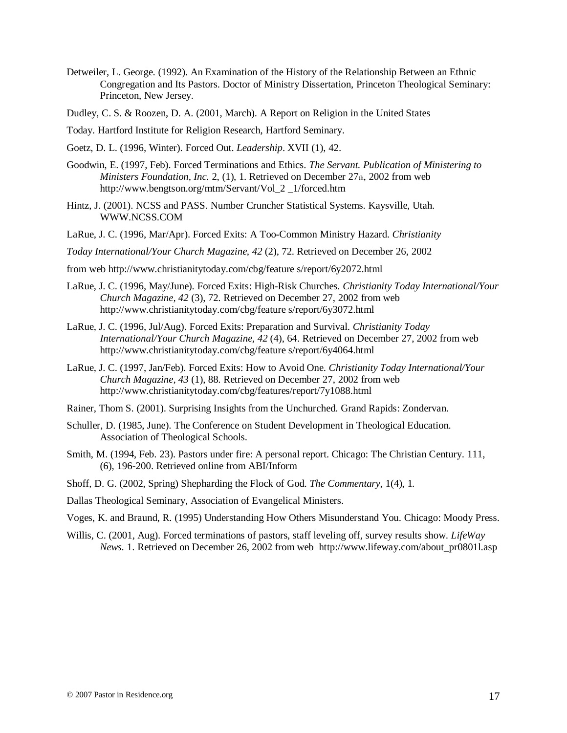Detweiler, L. George. (1992). An Examination of the History of the Relationship Between an Ethnic Congregation and Its Pastors. Doctor of Ministry Dissertation, Princeton Theological Seminary: Princeton, New Jersey.

Dudley, C. S. & Roozen, D. A. (2001, March). A Report on Religion in the United States

Today. Hartford Institute for Religion Research, Hartford Seminary.

Goetz, D. L. (1996, Winter). Forced Out. *Leadership*. XVII (1), 42.

Goodwin, E. (1997, Feb). Forced Terminations and Ethics. *The Servant. Publication of Ministering to Ministers Foundation, Inc.* 2, (1), 1. Retrieved on December 27th, 2002 from web http://www.bengtson.org/mtm/Servant/Vol_2 _1/forced.htm

Hintz, J. (2001). NCSS and PASS. Number Cruncher Statistical Systems. Kaysville, Utah. WWW.NCSS.COM

LaRue, J. C. (1996, Mar/Apr). Forced Exits: A Too-Common Ministry Hazard. *Christianity*

*Today International/Your Church Magazine, 42* (2), 72. Retrieved on December 26, 2002

from web http://www.christianitytoday.com/cbg/feature s/report/6y2072.html

LaRue, J. C. (1996, May/June). Forced Exits: High-Risk Churches. *Christianity Today International/Your Church Magazine, 42* (3), 72. Retrieved on December 27, 2002 from web http://www.christianitytoday.com/cbg/feature s/report/6y3072.html

LaRue, J. C. (1996, Jul/Aug). Forced Exits: Preparation and Survival. *Christianity Today International/Your Church Magazine, 42* (4), 64. Retrieved on December 27, 2002 from web http://www.christianitytoday.com/cbg/feature s/report/6y4064.html

LaRue, J. C. (1997, Jan/Feb). Forced Exits: How to Avoid One. *Christianity Today International/Your Church Magazine, 43* (1), 88. Retrieved on December 27, 2002 from web http://www.christianitytoday.com/cbg/features/report/7y1088.html

Rainer, Thom S. (2001). Surprising Insights from the Unchurched. Grand Rapids: Zondervan.

Schuller, D. (1985, June). The Conference on Student Development in Theological Education. Association of Theological Schools.

Smith, M. (1994, Feb. 23). Pastors under fire: A personal report. Chicago: The Christian Century. 111, (6), 196-200. Retrieved online from ABI/Inform

Shoff, D. G. (2002, Spring) Shepharding the Flock of God. *The Commentary,* 1(4), 1.

Dallas Theological Seminary, Association of Evangelical Ministers.

Voges, K. and Braund, R. (1995) Understanding How Others Misunderstand You. Chicago: Moody Press.

Willis, C. (2001, Aug). Forced terminations of pastors, staff leveling off, survey results show. *LifeWay News.* 1. Retrieved on December 26, 2002 from web http://www.lifeway.com/about_pr0801l.asp

© 2007 Pastor in Residence.org